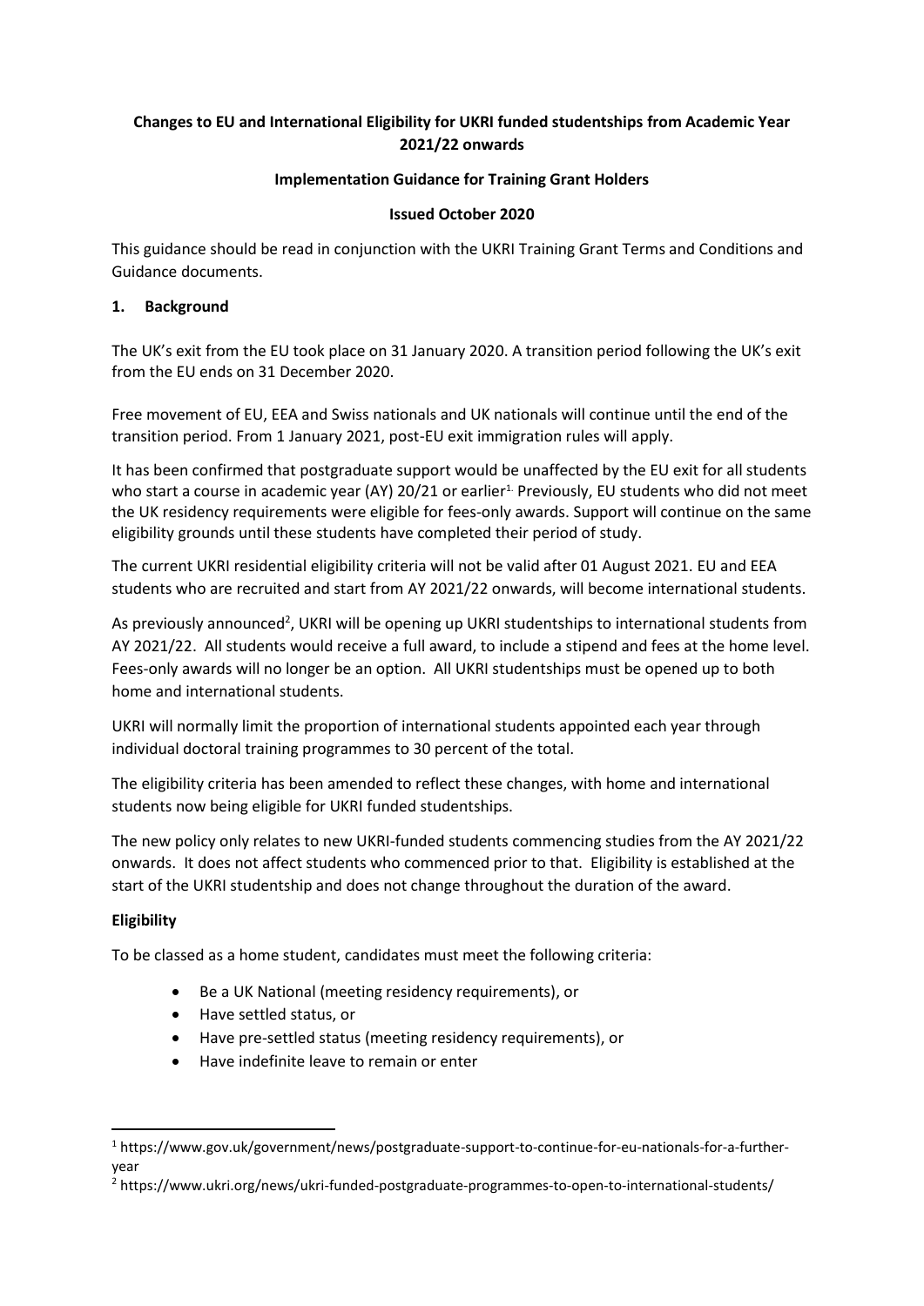**Changes to EU and International Eligibility for UKRI funded studentships from Academic Year 2021/22 onwards**

**Implementation Guidance for Training Grant Holders**

**Issued October 2020**

This guidance should be read in conjunction with the UKRI Training Grant Terms and Conditions and Guidance documents.

## 1. Background

The UK's exit from the EU took place on 31 January 2020. A transition period following the UK's exit from the EU ends on 31 December 2020.

Free movement of EU, EEA and Swiss nationals and UK nationals will continue until the end of the transition period. From 1 January 2021, post-EU exit immigration rules will apply.

It has been confirmed that postgraduate support would be unaffected by the EU exit for all students who start a course in academic year (AY) 20/21 or earlier[1]. Previously, EU students who did not meet the UK residency requirements were eligible for fees-only awards. Support will continue on the same eligibility grounds until these students have completed their period of study.

The current UKRI residential eligibility criteria will not be valid after 01 August 2021. EU and EEA students who are recruited and start from AY 2021/22 onwards, will become international students.

As previously announced[2], UKRI will be opening up UKRI studentships to international students from AY 2021/22. All students would receive a full award, to include a stipend and fees at the home level. Fees-only awards will no longer be an option. All UKRI studentships must be opened up to both home and international students.

UKRI will normally limit the proportion of international students appointed each year through individual doctoral training programmes to 30 percent of the total.

The eligibility criteria has been amended to reflect these changes, with home and international students now being eligible for UKRI funded studentships.

The new policy only relates to new UKRI-funded students commencing studies from the AY 2021/22 onwards. It does not affect students who commenced prior to that. Eligibility is established at the start of the UKRI studentship and does not change throughout the duration of the award.

### Eligibility

To be classed as a home student, candidates must meet the following criteria:

- Be a UK National (meeting residency requirements), or
- Have settled status, or
- Have pre-settled status (meeting residency requirements), or
- Have indefinite leave to remain or enter

---

[1] https://www.gov.uk/government/news/postgraduate-support-to-continue-for-eu-nationals-for-a-further-year

[2] https://www.ukri.org/news/ukri-funded-postgraduate-programmes-to-open-to-international-students/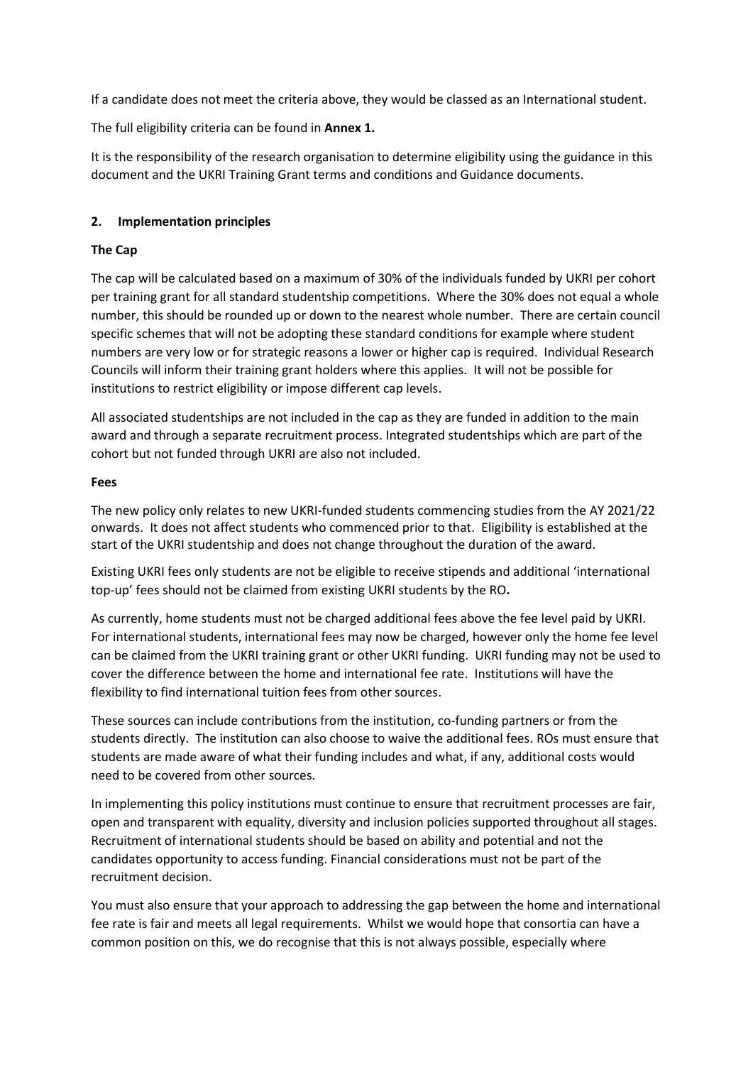If a candidate does not meet the criteria above, they would be classed as an International student.

The full eligibility criteria can be found in **Annex 1.**

It is the responsibility of the research organisation to determine eligibility using the guidance in this document and the UKRI Training Grant terms and conditions and Guidance documents.

## 2. Implementation principles

### The Cap

The cap will be calculated based on a maximum of 30% of the individuals funded by UKRI per cohort per training grant for all standard studentship competitions. Where the 30% does not equal a whole number, this should be rounded up or down to the nearest whole number. There are certain council specific schemes that will not be adopting these standard conditions for example where student numbers are very low or for strategic reasons a lower or higher cap is required. Individual Research Councils will inform their training grant holders where this applies. It will not be possible for institutions to restrict eligibility or impose different cap levels.

All associated studentships are not included in the cap as they are funded in addition to the main award and through a separate recruitment process. Integrated studentships which are part of the cohort but not funded through UKRI are also not included.

### Fees

The new policy only relates to new UKRI-funded students commencing studies from the AY 2021/22 onwards. It does not affect students who commenced prior to that. Eligibility is established at the start of the UKRI studentship and does not change throughout the duration of the award.

Existing UKRI fees only students are not be eligible to receive stipends and additional 'international top-up' fees should not be claimed from existing UKRI students by the RO**.**

As currently, home students must not be charged additional fees above the fee level paid by UKRI. For international students, international fees may now be charged, however only the home fee level can be claimed from the UKRI training grant or other UKRI funding. UKRI funding may not be used to cover the difference between the home and international fee rate. Institutions will have the flexibility to find international tuition fees from other sources.

These sources can include contributions from the institution, co-funding partners or from the students directly. The institution can also choose to waive the additional fees. ROs must ensure that students are made aware of what their funding includes and what, if any, additional costs would need to be covered from other sources.

In implementing this policy institutions must continue to ensure that recruitment processes are fair, open and transparent with equality, diversity and inclusion policies supported throughout all stages. Recruitment of international students should be based on ability and potential and not the candidates opportunity to access funding. Financial considerations must not be part of the recruitment decision.

You must also ensure that your approach to addressing the gap between the home and international fee rate is fair and meets all legal requirements. Whilst we would hope that consortia can have a common position on this, we do recognise that this is not always possible, especially where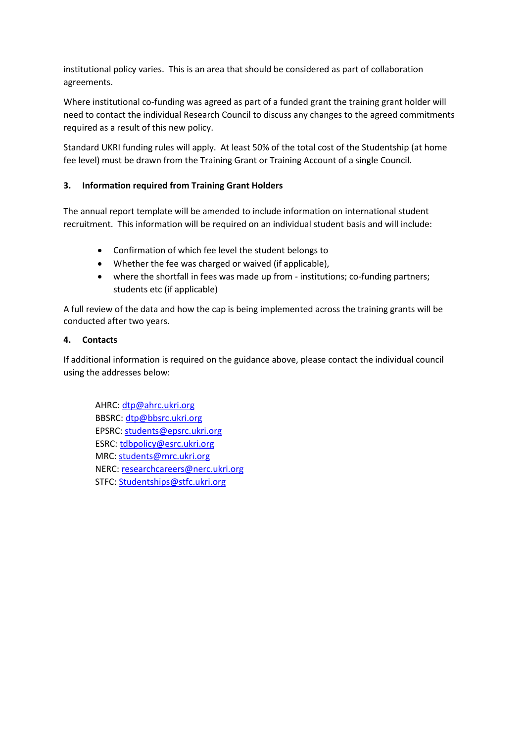institutional policy varies. This is an area that should be considered as part of collaboration agreements.

Where institutional co-funding was agreed as part of a funded grant the training grant holder will need to contact the individual Research Council to discuss any changes to the agreed commitments required as a result of this new policy.

Standard UKRI funding rules will apply. At least 50% of the total cost of the Studentship (at home fee level) must be drawn from the Training Grant or Training Account of a single Council.

## 3. Information required from Training Grant Holders

The annual report template will be amended to include information on international student recruitment. This information will be required on an individual student basis and will include:

- Confirmation of which fee level the student belongs to
- Whether the fee was charged or waived (if applicable),
- where the shortfall in fees was made up from - institutions; co-funding partners; students etc (if applicable)

A full review of the data and how the cap is being implemented across the training grants will be conducted after two years.

## 4. Contacts

If additional information is required on the guidance above, please contact the individual council using the addresses below:

AHRC: dtp@ahrc.ukri.org
BBSRC: dtp@bbsrc.ukri.org
EPSRC: students@epsrc.ukri.org
ESRC: tdbpolicy@esrc.ukri.org
MRC: students@mrc.ukri.org
NERC: researchcareers@nerc.ukri.org
STFC: Studentships@stfc.ukri.org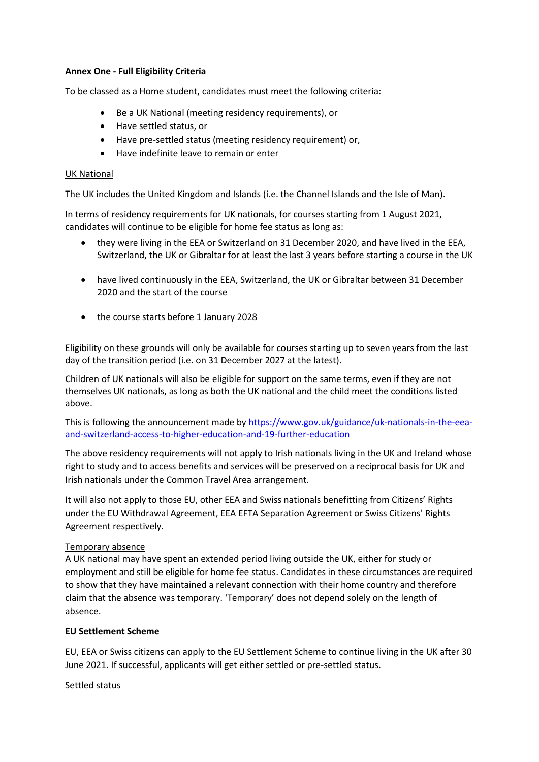**Annex One - Full Eligibility Criteria**

To be classed as a Home student, candidates must meet the following criteria:

- Be a UK National (meeting residency requirements), or
- Have settled status, or
- Have pre-settled status (meeting residency requirement) or,
- Have indefinite leave to remain or enter

UK National

The UK includes the United Kingdom and Islands (i.e. the Channel Islands and the Isle of Man).

In terms of residency requirements for UK nationals, for courses starting from 1 August 2021, candidates will continue to be eligible for home fee status as long as:

- they were living in the EEA or Switzerland on 31 December 2020, and have lived in the EEA, Switzerland, the UK or Gibraltar for at least the last 3 years before starting a course in the UK
- have lived continuously in the EEA, Switzerland, the UK or Gibraltar between 31 December 2020 and the start of the course
- the course starts before 1 January 2028

Eligibility on these grounds will only be available for courses starting up to seven years from the last day of the transition period (i.e. on 31 December 2027 at the latest).

Children of UK nationals will also be eligible for support on the same terms, even if they are not themselves UK nationals, as long as both the UK national and the child meet the conditions listed above.

This is following the announcement made by [https://www.gov.uk/guidance/uk-nationals-in-the-eea-and-switzerland-access-to-higher-education-and-19-further-education](https://www.gov.uk/guidance/uk-nationals-in-the-eea-and-switzerland-access-to-higher-education-and-19-further-education)

The above residency requirements will not apply to Irish nationals living in the UK and Ireland whose right to study and to access benefits and services will be preserved on a reciprocal basis for UK and Irish nationals under the Common Travel Area arrangement.

It will also not apply to those EU, other EEA and Swiss nationals benefitting from Citizens' Rights under the EU Withdrawal Agreement, EEA EFTA Separation Agreement or Swiss Citizens' Rights Agreement respectively.

Temporary absence

A UK national may have spent an extended period living outside the UK, either for study or employment and still be eligible for home fee status. Candidates in these circumstances are required to show that they have maintained a relevant connection with their home country and therefore claim that the absence was temporary. 'Temporary' does not depend solely on the length of absence.

**EU Settlement Scheme**

EU, EEA or Swiss citizens can apply to the EU Settlement Scheme to continue living in the UK after 30 June 2021. If successful, applicants will get either settled or pre-settled status.

Settled status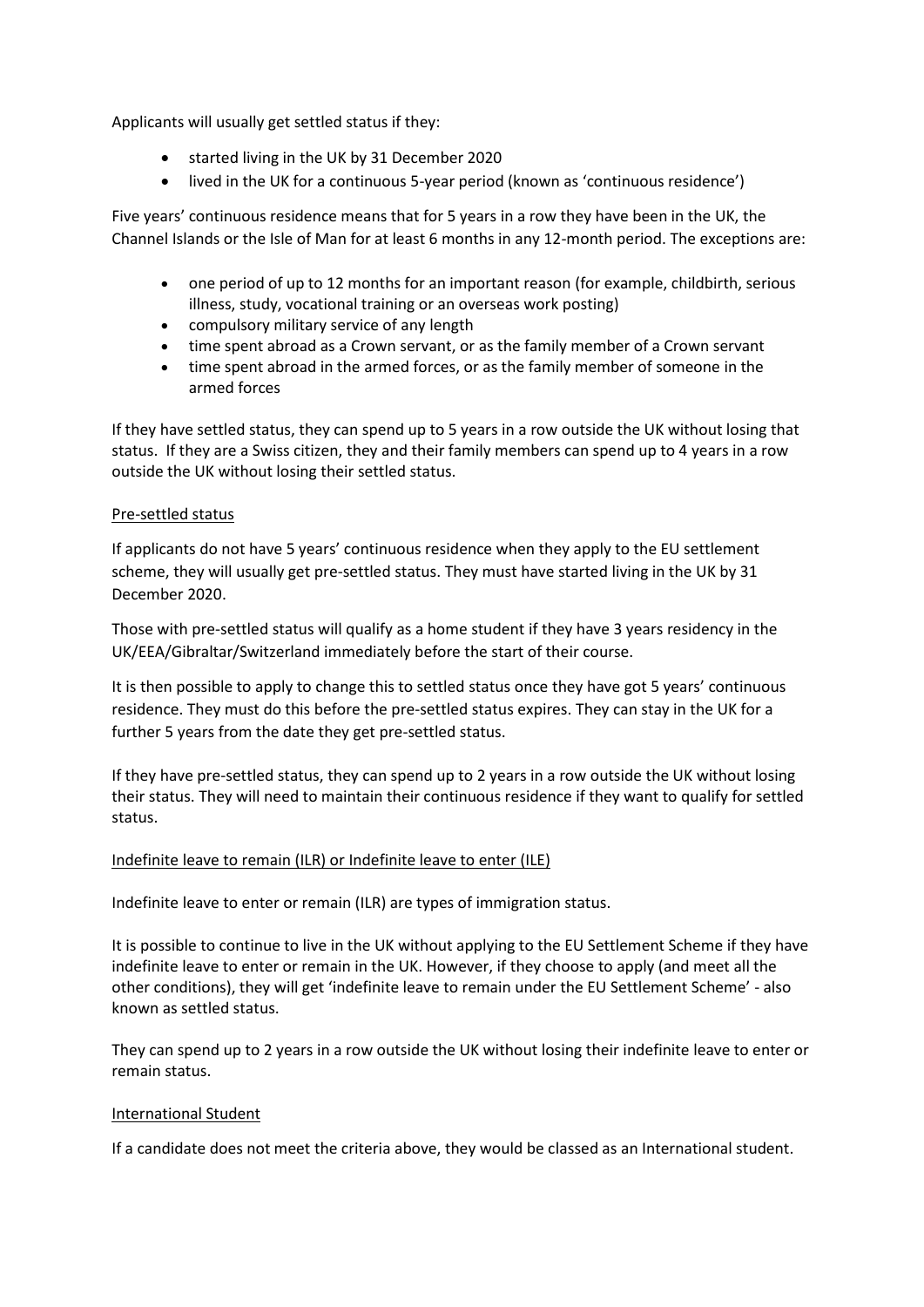Applicants will usually get settled status if they:

- started living in the UK by 31 December 2020
- lived in the UK for a continuous 5-year period (known as 'continuous residence')

Five years' continuous residence means that for 5 years in a row they have been in the UK, the Channel Islands or the Isle of Man for at least 6 months in any 12-month period. The exceptions are:

- one period of up to 12 months for an important reason (for example, childbirth, serious illness, study, vocational training or an overseas work posting)
- compulsory military service of any length
- time spent abroad as a Crown servant, or as the family member of a Crown servant
- time spent abroad in the armed forces, or as the family member of someone in the armed forces

If they have settled status, they can spend up to 5 years in a row outside the UK without losing that status. If they are a Swiss citizen, they and their family members can spend up to 4 years in a row outside the UK without losing their settled status.

<u>Pre-settled status</u>

If applicants do not have 5 years' continuous residence when they apply to the EU settlement scheme, they will usually get pre-settled status. They must have started living in the UK by 31 December 2020.

Those with pre-settled status will qualify as a home student if they have 3 years residency in the UK/EEA/Gibraltar/Switzerland immediately before the start of their course.

It is then possible to apply to change this to settled status once they have got 5 years' continuous residence. They must do this before the pre-settled status expires. They can stay in the UK for a further 5 years from the date they get pre-settled status.

If they have pre-settled status, they can spend up to 2 years in a row outside the UK without losing their status. They will need to maintain their continuous residence if they want to qualify for settled status.

<u>Indefinite leave to remain (ILR) or Indefinite leave to enter (ILE)</u>

Indefinite leave to enter or remain (ILR) are types of immigration status.

It is possible to continue to live in the UK without applying to the EU Settlement Scheme if they have indefinite leave to enter or remain in the UK. However, if they choose to apply (and meet all the other conditions), they will get 'indefinite leave to remain under the EU Settlement Scheme' - also known as settled status.

They can spend up to 2 years in a row outside the UK without losing their indefinite leave to enter or remain status.

<u>International Student</u>

If a candidate does not meet the criteria above, they would be classed as an International student.